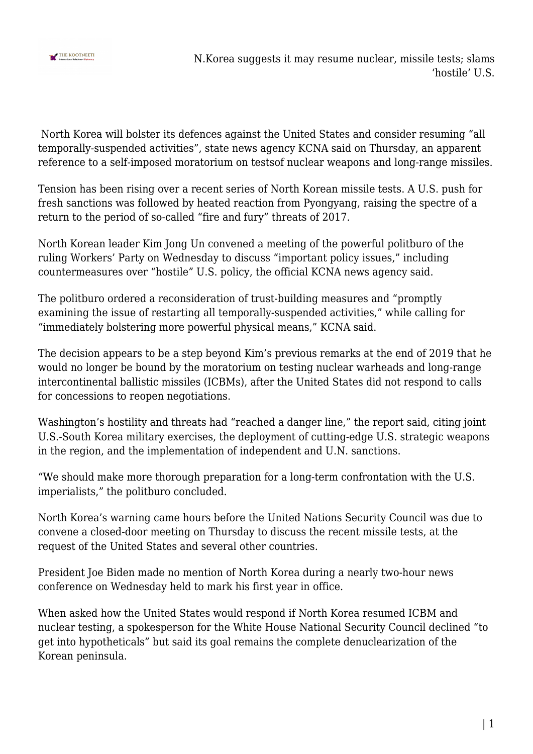# N.Korea suggests it may resume nuclear, missile tests; slams 'hostile' U.S.

North Korea will bolster its defences against the United States and consider resuming "all temporally-suspended activities", state news agency KCNA said on Thursday, an apparent reference to a self-imposed moratorium on testsof nuclear weapons and long-range missiles.

Tension has been rising over a recent series of North Korean missile tests. A U.S. push for fresh sanctions was followed by heated reaction from Pyongyang, raising the spectre of a return to the period of so-called "fire and fury" threats of 2017.

North Korean leader Kim Jong Un convened a meeting of the powerful politburo of the ruling Workers' Party on Wednesday to discuss "important policy issues," including countermeasures over "hostile" U.S. policy, the official KCNA news agency said.

The politburo ordered a reconsideration of trust-building measures and "promptly examining the issue of restarting all temporally-suspended activities," while calling for "immediately bolstering more powerful physical means," KCNA said.

The decision appears to be a step beyond Kim's previous remarks at the end of 2019 that he would no longer be bound by the moratorium on testing nuclear warheads and long-range intercontinental ballistic missiles (ICBMs), after the United States did not respond to calls for concessions to reopen negotiations.

Washington's hostility and threats had "reached a danger line," the report said, citing joint U.S.-South Korea military exercises, the deployment of cutting-edge U.S. strategic weapons in the region, and the implementation of independent and U.N. sanctions.

"We should make more thorough preparation for a long-term confrontation with the U.S. imperialists," the politburo concluded.

North Korea's warning came hours before the United Nations Security Council was due to convene a closed-door meeting on Thursday to discuss the recent missile tests, at the request of the United States and several other countries.

President Joe Biden made no mention of North Korea during a nearly two-hour news conference on Wednesday held to mark his first year in office.

When asked how the United States would respond if North Korea resumed ICBM and nuclear testing, a spokesperson for the White House National Security Council declined "to get into hypotheticals" but said its goal remains the complete denuclearization of the Korean peninsula.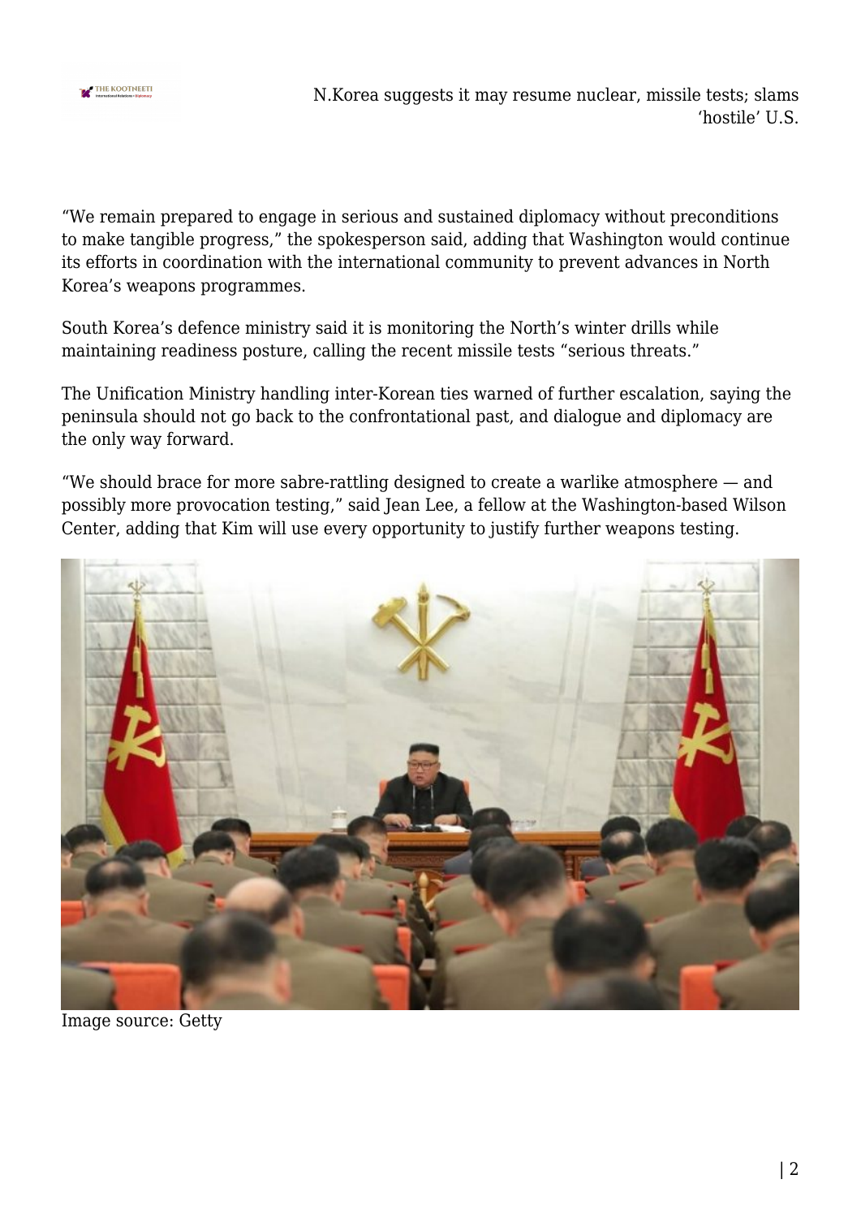"We remain prepared to engage in serious and sustained diplomacy without preconditions to make tangible progress," the spokesperson said, adding that Washington would continue its efforts in coordination with the international community to prevent advances in North Korea's weapons programmes.

South Korea's defence ministry said it is monitoring the North's winter drills while maintaining readiness posture, calling the recent missile tests "serious threats."

The Unification Ministry handling inter-Korean ties warned of further escalation, saying the peninsula should not go back to the confrontational past, and dialogue and diplomacy are the only way forward.

"We should brace for more sabre-rattling designed to create a warlike atmosphere — and possibly more provocation testing," said Jean Lee, a fellow at the Washington-based Wilson Center, adding that Kim will use every opportunity to justify further weapons testing.

Image source: Getty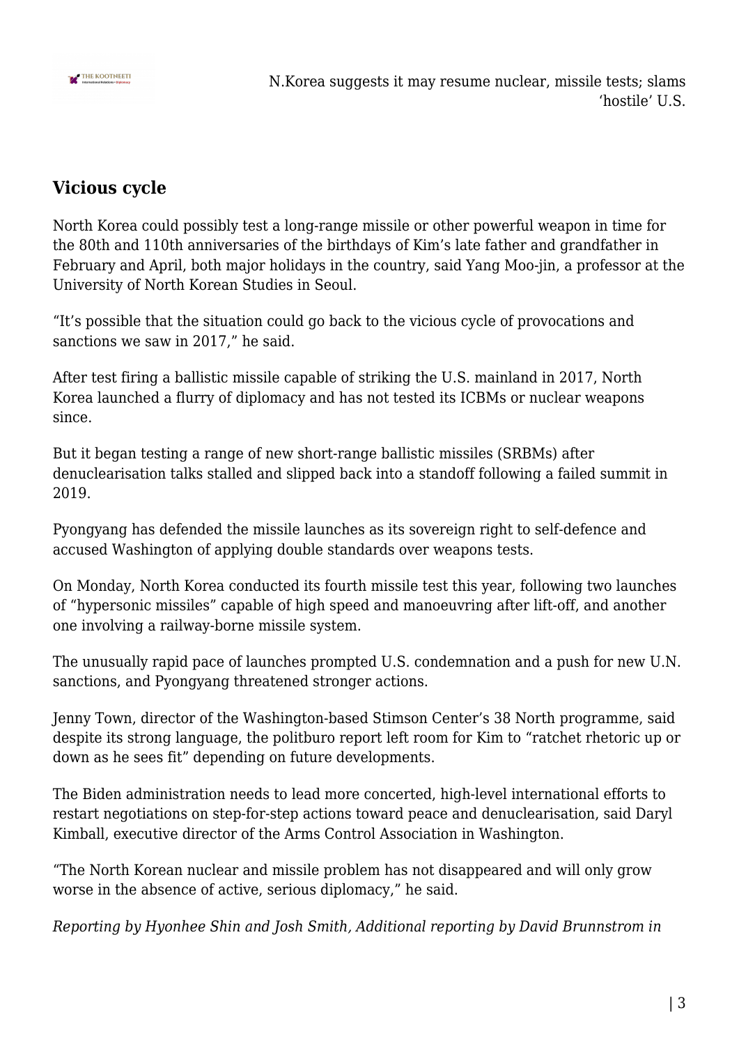## Vicious cycle

North Korea could possibly test a long-range missile or other powerful weapon in time for the 80th and 110th anniversaries of the birthdays of Kim's late father and grandfather in February and April, both major holidays in the country, said Yang Moo-jin, a professor at the University of North Korean Studies in Seoul.

"It's possible that the situation could go back to the vicious cycle of provocations and sanctions we saw in 2017," he said.

After test firing a ballistic missile capable of striking the U.S. mainland in 2017, North Korea launched a flurry of diplomacy and has not tested its ICBMs or nuclear weapons since.

But it began testing a range of new short-range ballistic missiles (SRBMs) after denuclearisation talks stalled and slipped back into a standoff following a failed summit in 2019.

Pyongyang has defended the missile launches as its sovereign right to self-defence and accused Washington of applying double standards over weapons tests.

On Monday, North Korea conducted its fourth missile test this year, following two launches of "hypersonic missiles" capable of high speed and manoeuvring after lift-off, and another one involving a railway-borne missile system.

The unusually rapid pace of launches prompted U.S. condemnation and a push for new U.N. sanctions, and Pyongyang threatened stronger actions.

Jenny Town, director of the Washington-based Stimson Center's 38 North programme, said despite its strong language, the politburo report left room for Kim to "ratchet rhetoric up or down as he sees fit" depending on future developments.

The Biden administration needs to lead more concerted, high-level international efforts to restart negotiations on step-for-step actions toward peace and denuclearisation, said Daryl Kimball, executive director of the Arms Control Association in Washington.

"The North Korean nuclear and missile problem has not disappeared and will only grow worse in the absence of active, serious diplomacy," he said.

*Reporting by Hyonhee Shin and Josh Smith, Additional reporting by David Brunnstrom in*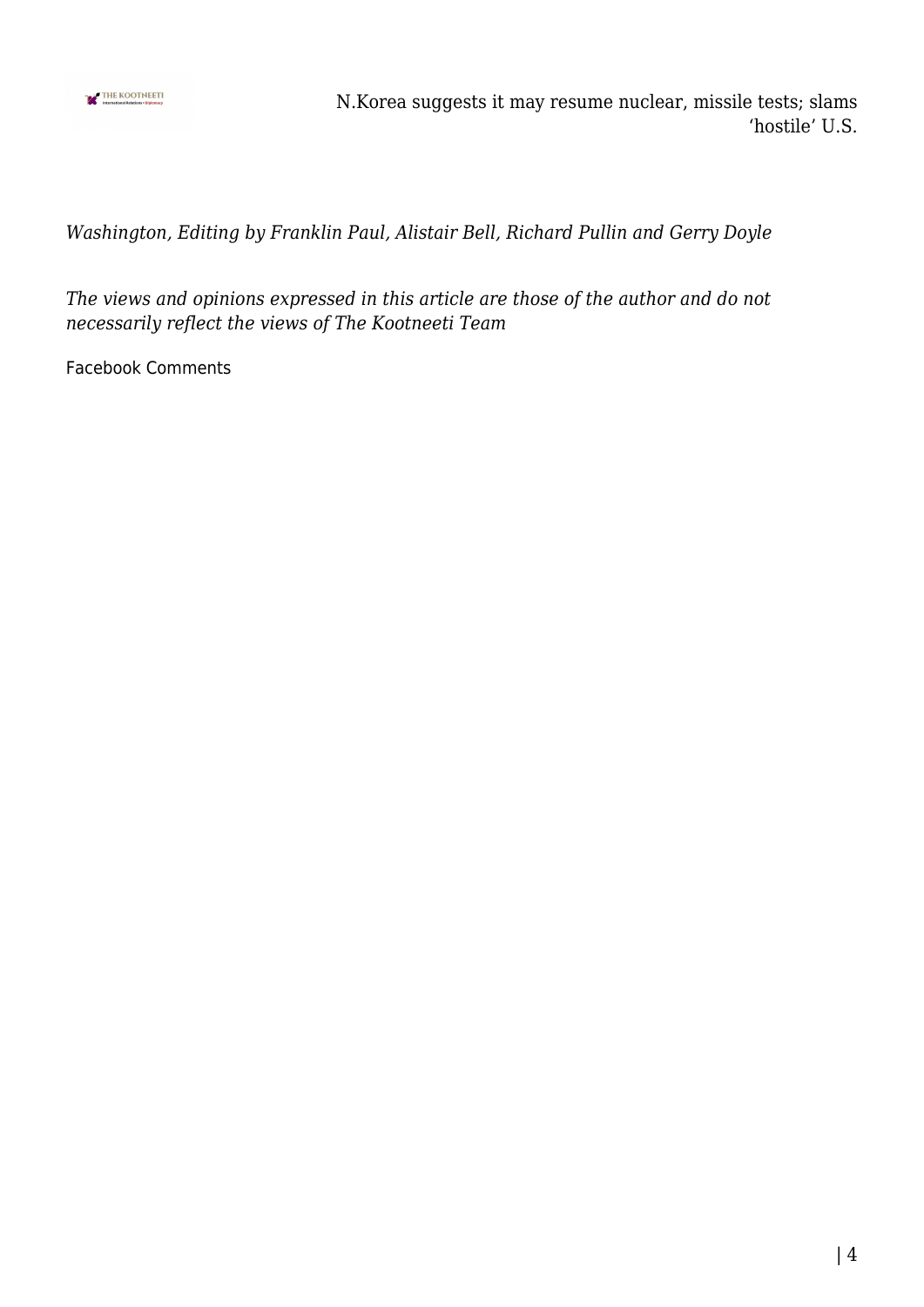*Washington, Editing by Franklin Paul, Alistair Bell, Richard Pullin and Gerry Doyle*

*The views and opinions expressed in this article are those of the author and do not necessarily reflect the views of The Kootneeti Team*

Facebook Comments